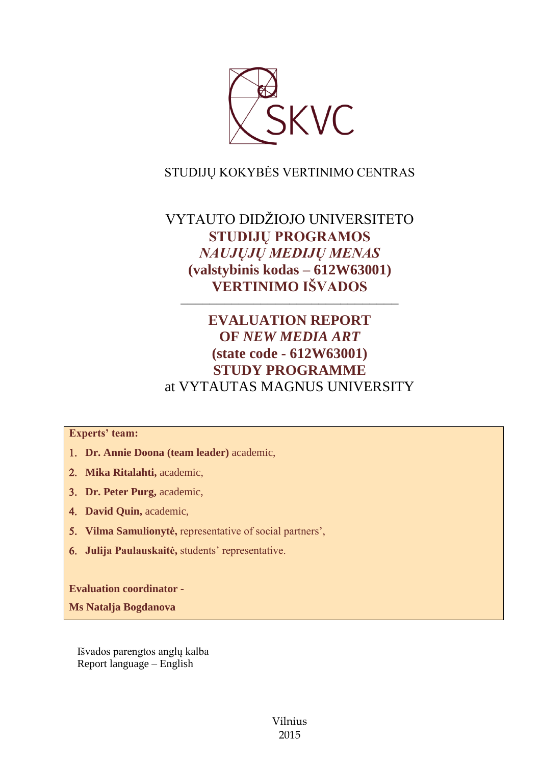SKVC

STUDIJŲ KOKYBĖS VERTINIMO CENTRAS

VYTAUTO DIDŽIOJO UNIVERSITETO

**STUDIJŲ PROGRAMOS**

***NAUJŲJŲ MEDIJŲ MENAS***

**(valstybinis kodas – 612W63001)**

**VERTINIMO IŠVADOS**

---

**EVALUATION REPORT**

**OF *NEW MEDIA ART***

**(state code - 612W63001)**

**STUDY PROGRAMME**

at VYTAUTAS MAGNUS UNIVERSITY

**Experts' team:**

1. **Dr. Annie Doona (team leader)** academic,
2. **Mika Ritalahti,** academic,
3. **Dr. Peter Purg,** academic,
4. **David Quin,** academic,
5. **Vilma Samulionytė,** representative of social partners',
6. **Julija Paulauskaitė,** students' representative.

**Evaluation coordinator -**

**Ms Natalja Bogdanova**

Išvados parengtos anglų kalba
Report language – English

Vilnius
2015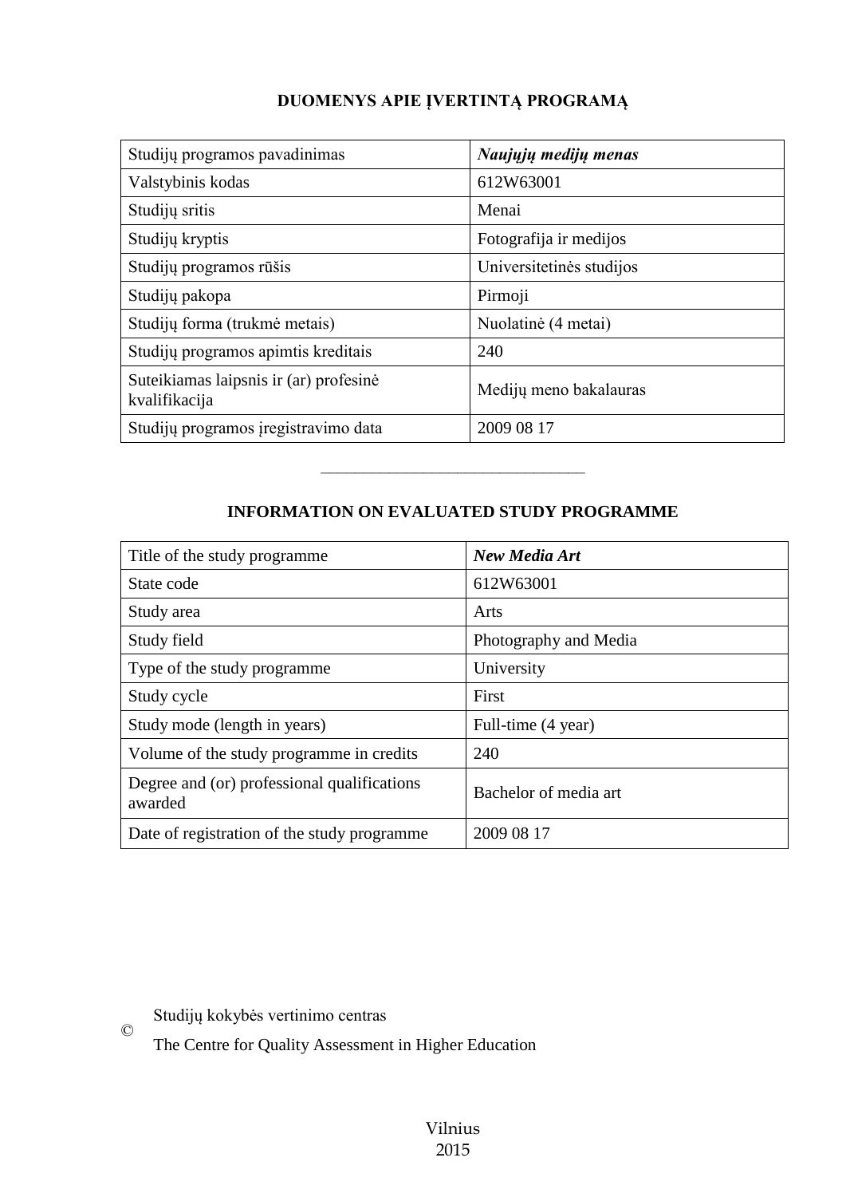## DUOMENYS APIE ĮVERTINTĄ PROGRAMĄ

| Studijų programos pavadinimas | ***Naujųjų medijų menas*** |
|---|---|
| Valstybinis kodas | 612W63001 |
| Studijų sritis | Menai |
| Studijų kryptis | Fotografija ir medijos |
| Studijų programos rūšis | Universitetinės studijos |
| Studijų pakopa | Pirmoji |
| Studijų forma (trukmė metais) | Nuolatinė (4 metai) |
| Studijų programos apimtis kreditais | 240 |
| Suteikiamas laipsnis ir (ar) profesinė kvalifikacija | Medijų meno bakalauras |
| Studijų programos įregistravimo data | 2009 08 17 |

---

## INFORMATION ON EVALUATED STUDY PROGRAMME

| Title of the study programme | ***New Media Art*** |
|---|---|
| State code | 612W63001 |
| Study area | Arts |
| Study field | Photography and Media |
| Type of the study programme | University |
| Study cycle | First |
| Study mode (length in years) | Full-time (4 year) |
| Volume of the study programme in credits | 240 |
| Degree and (or) professional qualifications awarded | Bachelor of media art |
| Date of registration of the study programme | 2009 08 17 |

© Studijų kokybės vertinimo centras

The Centre for Quality Assessment in Higher Education

Vilnius
2015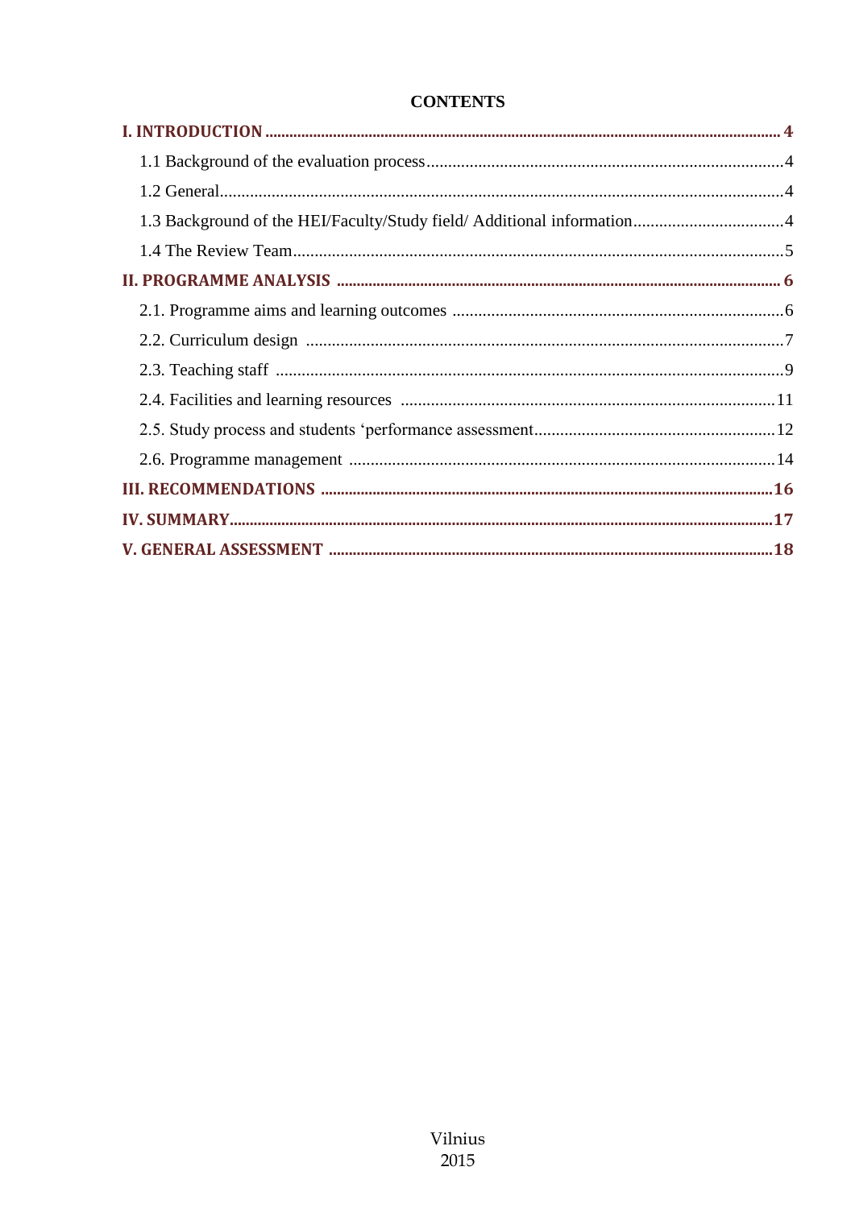**CONTENTS**

| | |
|---|---|
| **I. INTRODUCTION** | **4** |
| 1.1 Background of the evaluation process | 4 |
| 1.2 General | 4 |
| 1.3 Background of the HEI/Faculty/Study field/ Additional information | 4 |
| 1.4 The Review Team | 5 |
| **II. PROGRAMME ANALYSIS** | **6** |
| 2.1. Programme aims and learning outcomes | 6 |
| 2.2. Curriculum design | 7 |
| 2.3. Teaching staff | 9 |
| 2.4. Facilities and learning resources | 11 |
| 2.5. Study process and students 'performance assessment | 12 |
| 2.6. Programme management | 14 |
| **III. RECOMMENDATIONS** | **16** |
| **IV. SUMMARY** | **17** |
| **V. GENERAL ASSESSMENT** | **18** |

Vilnius
2015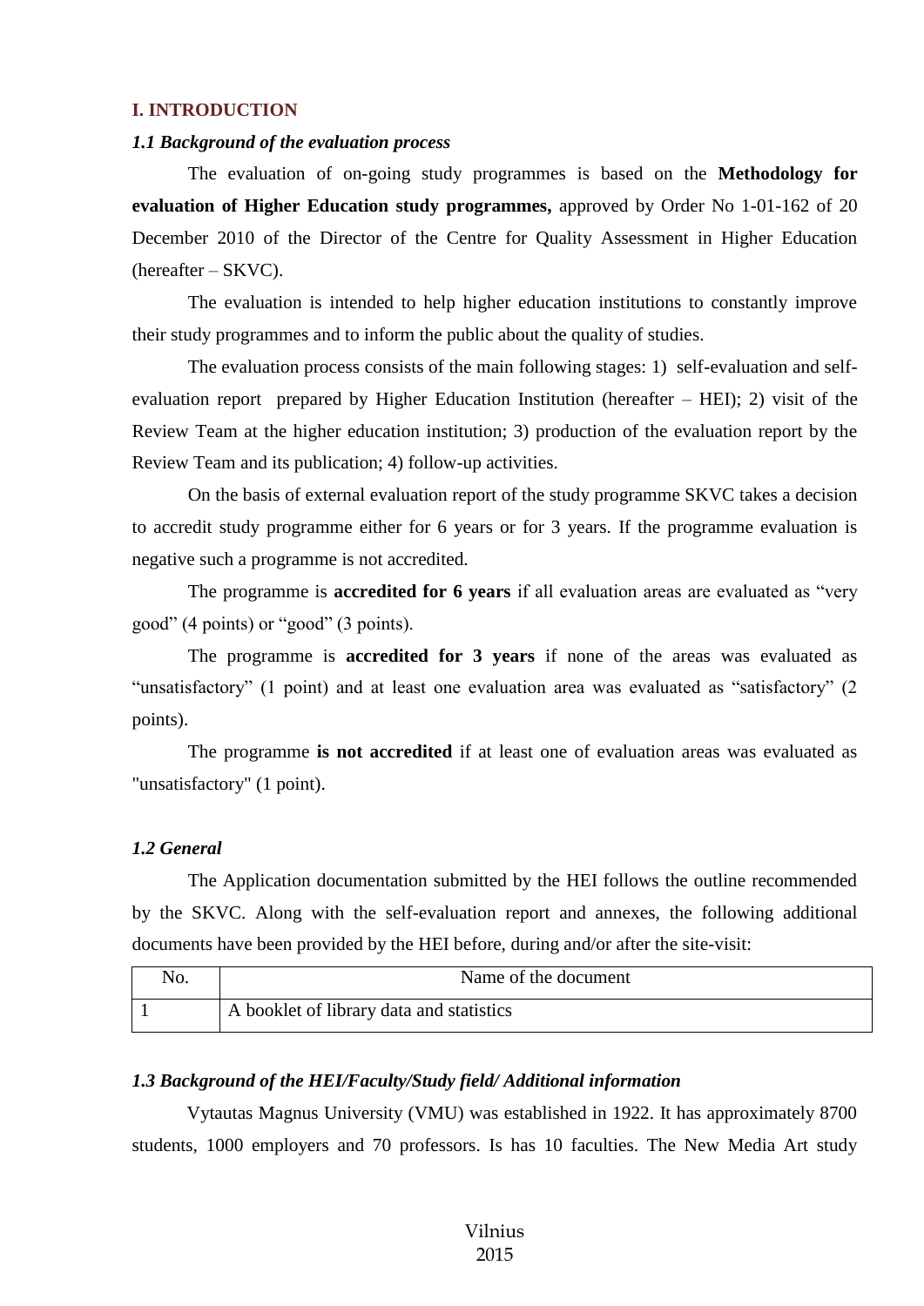## I. INTRODUCTION

### *1.1 Background of the evaluation process*

The evaluation of on-going study programmes is based on the **Methodology for evaluation of Higher Education study programmes,** approved by Order No 1-01-162 of 20 December 2010 of the Director of the Centre for Quality Assessment in Higher Education (hereafter – SKVC).

The evaluation is intended to help higher education institutions to constantly improve their study programmes and to inform the public about the quality of studies.

The evaluation process consists of the main following stages: 1) self-evaluation and self-evaluation report prepared by Higher Education Institution (hereafter – HEI); 2) visit of the Review Team at the higher education institution; 3) production of the evaluation report by the Review Team and its publication; 4) follow-up activities.

On the basis of external evaluation report of the study programme SKVC takes a decision to accredit study programme either for 6 years or for 3 years. If the programme evaluation is negative such a programme is not accredited.

The programme is **accredited for 6 years** if all evaluation areas are evaluated as "very good" (4 points) or "good" (3 points).

The programme is **accredited for 3 years** if none of the areas was evaluated as "unsatisfactory" (1 point) and at least one evaluation area was evaluated as "satisfactory" (2 points).

The programme **is not accredited** if at least one of evaluation areas was evaluated as "unsatisfactory" (1 point).

### *1.2 General*

The Application documentation submitted by the HEI follows the outline recommended by the SKVC. Along with the self-evaluation report and annexes, the following additional documents have been provided by the HEI before, during and/or after the site-visit:

| No. | Name of the document |
|---|---|
| 1 | A booklet of library data and statistics |

### *1.3 Background of the HEI/Faculty/Study field/ Additional information*

Vytautas Magnus University (VMU) was established in 1922. It has approximately 8700 students, 1000 employers and 70 professors. Is has 10 faculties. The New Media Art study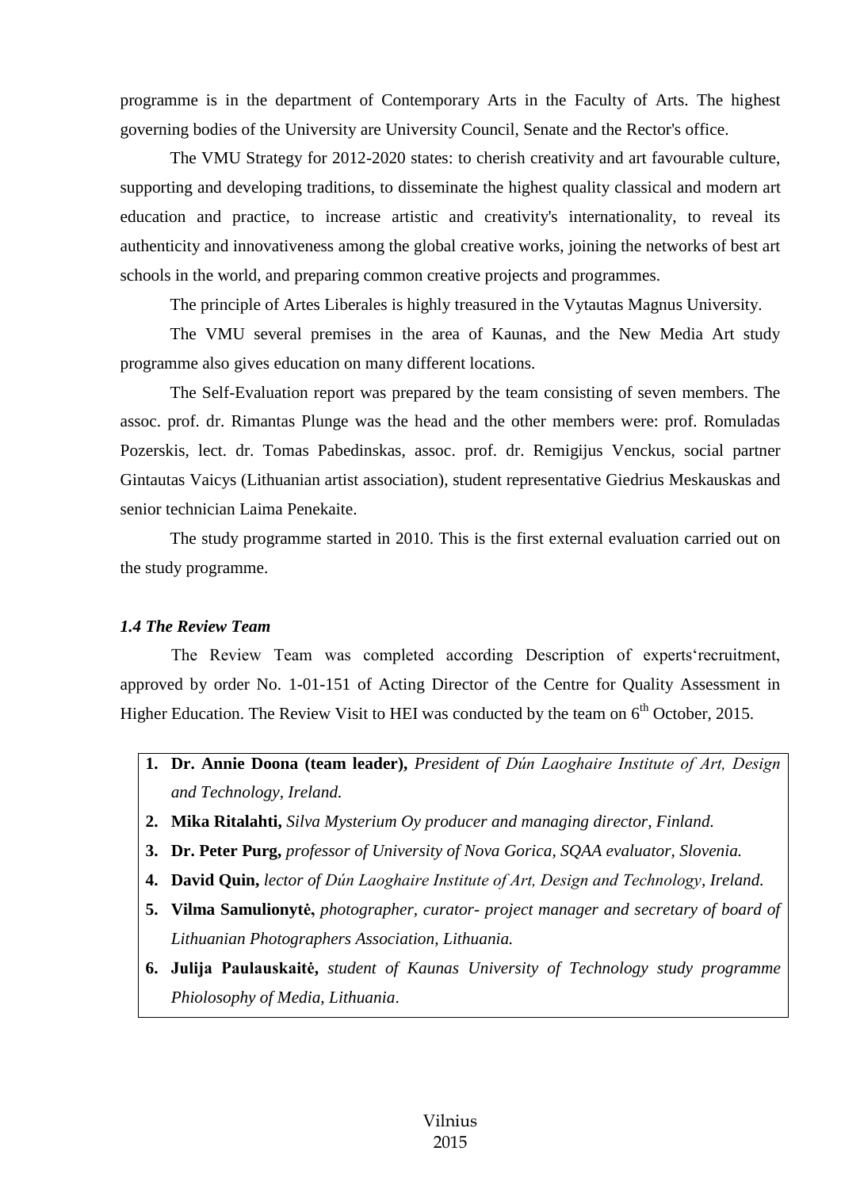programme is in the department of Contemporary Arts in the Faculty of Arts. The highest governing bodies of the University are University Council, Senate and the Rector's office.

The VMU Strategy for 2012-2020 states: to cherish creativity and art favourable culture, supporting and developing traditions, to disseminate the highest quality classical and modern art education and practice, to increase artistic and creativity's internationality, to reveal its authenticity and innovativeness among the global creative works, joining the networks of best art schools in the world, and preparing common creative projects and programmes.

The principle of Artes Liberales is highly treasured in the Vytautas Magnus University.

The VMU several premises in the area of Kaunas, and the New Media Art study programme also gives education on many different locations.

The Self-Evaluation report was prepared by the team consisting of seven members. The assoc. prof. dr. Rimantas Plunge was the head and the other members were: prof. Romuladas Pozerskis, lect. dr. Tomas Pabedinskas, assoc. prof. dr. Remigijus Venckus, social partner Gintautas Vaicys (Lithuanian artist association), student representative Giedrius Meskauskas and senior technician Laima Penekaite.

The study programme started in 2010. This is the first external evaluation carried out on the study programme.

### *1.4 The Review Team*

The Review Team was completed according Description of experts‘recruitment, approved by order No. 1-01-151 of Acting Director of the Centre for Quality Assessment in Higher Education. The Review Visit to HEI was conducted by the team on 6th October, 2015.

1. **Dr. Annie Doona (team leader),** *President of Dún Laoghaire Institute of Art, Design and Technology, Ireland.*
2. **Mika Ritalahti,** *Silva Mysterium Oy producer and managing director, Finland.*
3. **Dr. Peter Purg,** *professor of University of Nova Gorica, SQAA evaluator, Slovenia.*
4. **David Quin,** *lector of Dún Laoghaire Institute of Art, Design and Technology, Ireland.*
5. **Vilma Samulionytė,** *photographer, curator- project manager and secretary of board of Lithuanian Photographers Association, Lithuania.*
6. **Julija Paulauskaitė,** *student of Kaunas University of Technology study programme Phiolosophy of Media, Lithuania.*

Vilnius
2015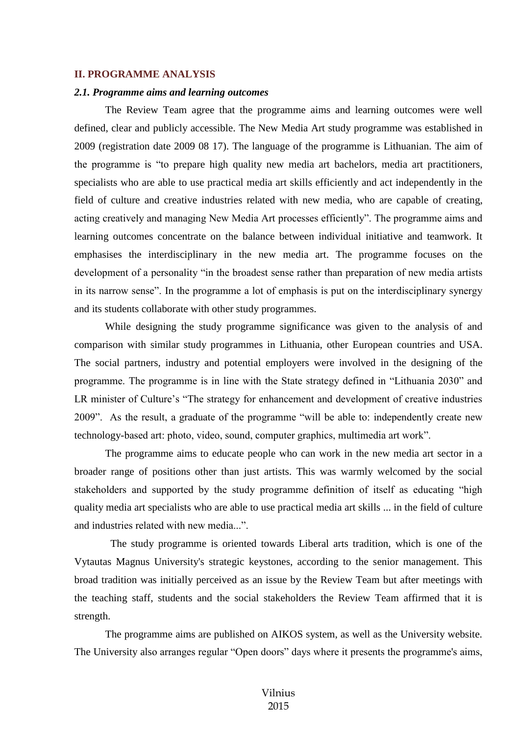## II. PROGRAMME ANALYSIS

### *2.1. Programme aims and learning outcomes*

The Review Team agree that the programme aims and learning outcomes were well defined, clear and publicly accessible. The New Media Art study programme was established in 2009 (registration date 2009 08 17). The language of the programme is Lithuanian. The aim of the programme is "to prepare high quality new media art bachelors, media art practitioners, specialists who are able to use practical media art skills efficiently and act independently in the field of culture and creative industries related with new media, who are capable of creating, acting creatively and managing New Media Art processes efficiently". The programme aims and learning outcomes concentrate on the balance between individual initiative and teamwork. It emphasises the interdisciplinary in the new media art. The programme focuses on the development of a personality "in the broadest sense rather than preparation of new media artists in its narrow sense". In the programme a lot of emphasis is put on the interdisciplinary synergy and its students collaborate with other study programmes.

While designing the study programme significance was given to the analysis of and comparison with similar study programmes in Lithuania, other European countries and USA. The social partners, industry and potential employers were involved in the designing of the programme. The programme is in line with the State strategy defined in "Lithuania 2030" and LR minister of Culture's "The strategy for enhancement and development of creative industries 2009". As the result, a graduate of the programme "will be able to: independently create new technology-based art: photo, video, sound, computer graphics, multimedia art work".

The programme aims to educate people who can work in the new media art sector in a broader range of positions other than just artists. This was warmly welcomed by the social stakeholders and supported by the study programme definition of itself as educating "high quality media art specialists who are able to use practical media art skills ... in the field of culture and industries related with new media...".

The study programme is oriented towards Liberal arts tradition, which is one of the Vytautas Magnus University's strategic keystones, according to the senior management. This broad tradition was initially perceived as an issue by the Review Team but after meetings with the teaching staff, students and the social stakeholders the Review Team affirmed that it is strength.

The programme aims are published on AIKOS system, as well as the University website. The University also arranges regular "Open doors" days where it presents the programme's aims,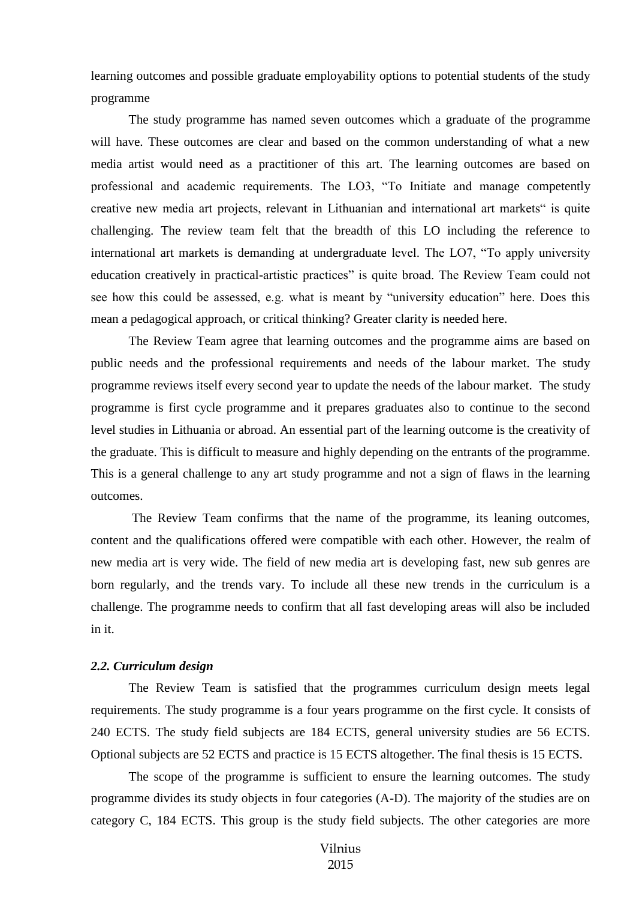learning outcomes and possible graduate employability options to potential students of the study programme

The study programme has named seven outcomes which a graduate of the programme will have. These outcomes are clear and based on the common understanding of what a new media artist would need as a practitioner of this art. The learning outcomes are based on professional and academic requirements. The LO3, "To Initiate and manage competently creative new media art projects, relevant in Lithuanian and international art markets" is quite challenging. The review team felt that the breadth of this LO including the reference to international art markets is demanding at undergraduate level. The LO7, "To apply university education creatively in practical-artistic practices" is quite broad. The Review Team could not see how this could be assessed, e.g. what is meant by "university education" here. Does this mean a pedagogical approach, or critical thinking? Greater clarity is needed here.

The Review Team agree that learning outcomes and the programme aims are based on public needs and the professional requirements and needs of the labour market. The study programme reviews itself every second year to update the needs of the labour market. The study programme is first cycle programme and it prepares graduates also to continue to the second level studies in Lithuania or abroad. An essential part of the learning outcome is the creativity of the graduate. This is difficult to measure and highly depending on the entrants of the programme. This is a general challenge to any art study programme and not a sign of flaws in the learning outcomes.

The Review Team confirms that the name of the programme, its leaning outcomes, content and the qualifications offered were compatible with each other. However, the realm of new media art is very wide. The field of new media art is developing fast, new sub genres are born regularly, and the trends vary. To include all these new trends in the curriculum is a challenge. The programme needs to confirm that all fast developing areas will also be included in it.

### *2.2. Curriculum design*

The Review Team is satisfied that the programmes curriculum design meets legal requirements. The study programme is a four years programme on the first cycle. It consists of 240 ECTS. The study field subjects are 184 ECTS, general university studies are 56 ECTS. Optional subjects are 52 ECTS and practice is 15 ECTS altogether. The final thesis is 15 ECTS.

The scope of the programme is sufficient to ensure the learning outcomes. The study programme divides its study objects in four categories (A-D). The majority of the studies are on category C, 184 ECTS. This group is the study field subjects. The other categories are more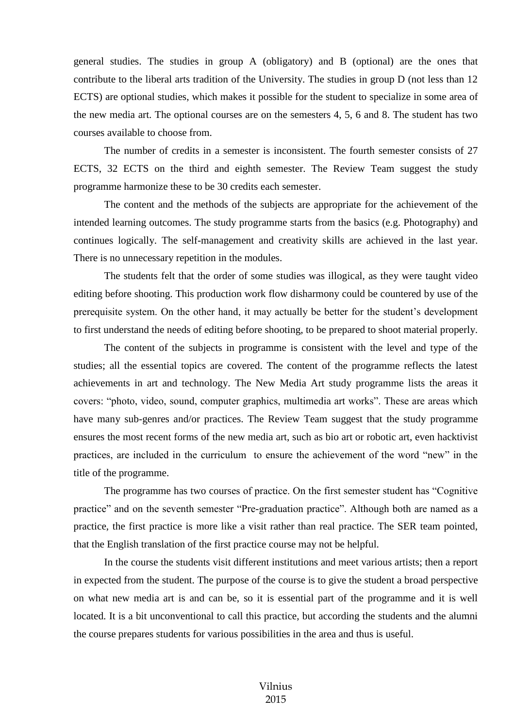general studies. The studies in group A (obligatory) and B (optional) are the ones that contribute to the liberal arts tradition of the University. The studies in group D (not less than 12 ECTS) are optional studies, which makes it possible for the student to specialize in some area of the new media art. The optional courses are on the semesters 4, 5, 6 and 8. The student has two courses available to choose from.

The number of credits in a semester is inconsistent. The fourth semester consists of 27 ECTS, 32 ECTS on the third and eighth semester. The Review Team suggest the study programme harmonize these to be 30 credits each semester.

The content and the methods of the subjects are appropriate for the achievement of the intended learning outcomes. The study programme starts from the basics (e.g. Photography) and continues logically. The self-management and creativity skills are achieved in the last year. There is no unnecessary repetition in the modules.

The students felt that the order of some studies was illogical, as they were taught video editing before shooting. This production work flow disharmony could be countered by use of the prerequisite system. On the other hand, it may actually be better for the student's development to first understand the needs of editing before shooting, to be prepared to shoot material properly.

The content of the subjects in programme is consistent with the level and type of the studies; all the essential topics are covered. The content of the programme reflects the latest achievements in art and technology. The New Media Art study programme lists the areas it covers: "photo, video, sound, computer graphics, multimedia art works". These are areas which have many sub-genres and/or practices. The Review Team suggest that the study programme ensures the most recent forms of the new media art, such as bio art or robotic art, even hacktivist practices, are included in the curriculum to ensure the achievement of the word "new" in the title of the programme.

The programme has two courses of practice. On the first semester student has "Cognitive practice" and on the seventh semester "Pre-graduation practice". Although both are named as a practice, the first practice is more like a visit rather than real practice. The SER team pointed, that the English translation of the first practice course may not be helpful.

In the course the students visit different institutions and meet various artists; then a report in expected from the student. The purpose of the course is to give the student a broad perspective on what new media art is and can be, so it is essential part of the programme and it is well located. It is a bit unconventional to call this practice, but according the students and the alumni the course prepares students for various possibilities in the area and thus is useful.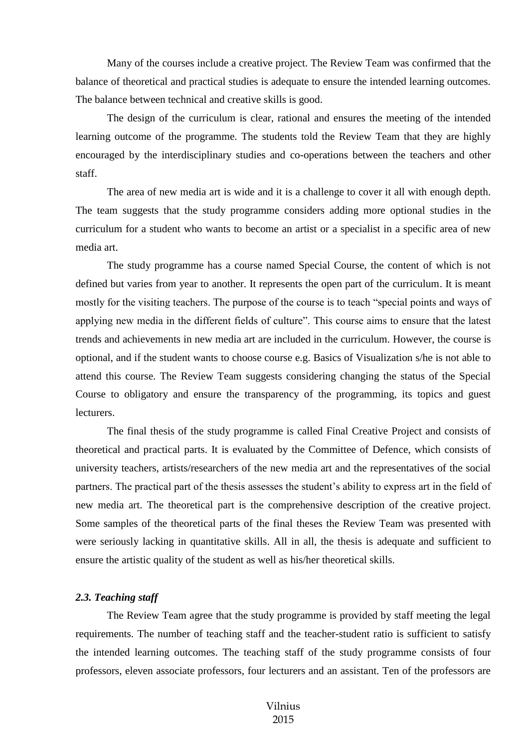Many of the courses include a creative project. The Review Team was confirmed that the balance of theoretical and practical studies is adequate to ensure the intended learning outcomes. The balance between technical and creative skills is good.

The design of the curriculum is clear, rational and ensures the meeting of the intended learning outcome of the programme. The students told the Review Team that they are highly encouraged by the interdisciplinary studies and co-operations between the teachers and other staff.

The area of new media art is wide and it is a challenge to cover it all with enough depth. The team suggests that the study programme considers adding more optional studies in the curriculum for a student who wants to become an artist or a specialist in a specific area of new media art.

The study programme has a course named Special Course, the content of which is not defined but varies from year to another. It represents the open part of the curriculum. It is meant mostly for the visiting teachers. The purpose of the course is to teach "special points and ways of applying new media in the different fields of culture". This course aims to ensure that the latest trends and achievements in new media art are included in the curriculum. However, the course is optional, and if the student wants to choose course e.g. Basics of Visualization s/he is not able to attend this course. The Review Team suggests considering changing the status of the Special Course to obligatory and ensure the transparency of the programming, its topics and guest lecturers.

The final thesis of the study programme is called Final Creative Project and consists of theoretical and practical parts. It is evaluated by the Committee of Defence, which consists of university teachers, artists/researchers of the new media art and the representatives of the social partners. The practical part of the thesis assesses the student's ability to express art in the field of new media art. The theoretical part is the comprehensive description of the creative project. Some samples of the theoretical parts of the final theses the Review Team was presented with were seriously lacking in quantitative skills. All in all, the thesis is adequate and sufficient to ensure the artistic quality of the student as well as his/her theoretical skills.

### *2.3. Teaching staff*

The Review Team agree that the study programme is provided by staff meeting the legal requirements. The number of teaching staff and the teacher-student ratio is sufficient to satisfy the intended learning outcomes. The teaching staff of the study programme consists of four professors, eleven associate professors, four lecturers and an assistant. Ten of the professors are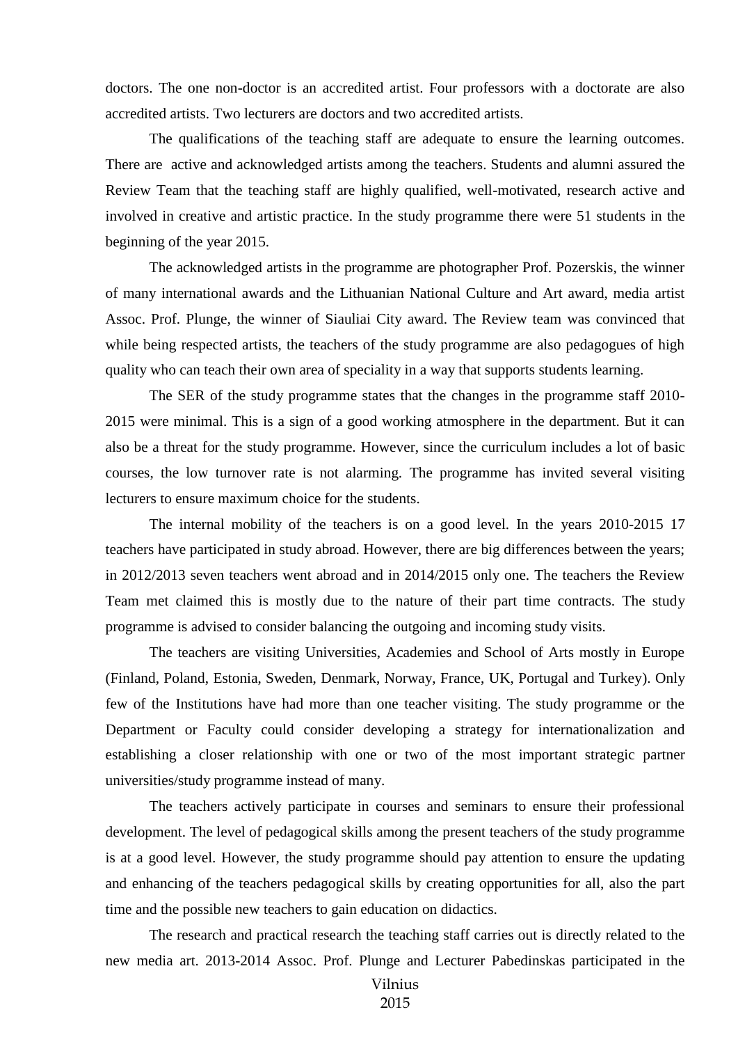doctors. The one non-doctor is an accredited artist. Four professors with a doctorate are also accredited artists. Two lecturers are doctors and two accredited artists.

The qualifications of the teaching staff are adequate to ensure the learning outcomes. There are  active and acknowledged artists among the teachers. Students and alumni assured the Review Team that the teaching staff are highly qualified, well-motivated, research active and involved in creative and artistic practice. In the study programme there were 51 students in the beginning of the year 2015.

The acknowledged artists in the programme are photographer Prof. Pozerskis, the winner of many international awards and the Lithuanian National Culture and Art award, media artist Assoc. Prof. Plunge, the winner of Siauliai City award. The Review team was convinced that while being respected artists, the teachers of the study programme are also pedagogues of high quality who can teach their own area of speciality in a way that supports students learning.

The SER of the study programme states that the changes in the programme staff 2010-2015 were minimal. This is a sign of a good working atmosphere in the department. But it can also be a threat for the study programme. However, since the curriculum includes a lot of basic courses, the low turnover rate is not alarming. The programme has invited several visiting lecturers to ensure maximum choice for the students.

The internal mobility of the teachers is on a good level. In the years 2010-2015 17 teachers have participated in study abroad. However, there are big differences between the years; in 2012/2013 seven teachers went abroad and in 2014/2015 only one. The teachers the Review Team met claimed this is mostly due to the nature of their part time contracts. The study programme is advised to consider balancing the outgoing and incoming study visits.

The teachers are visiting Universities, Academies and School of Arts mostly in Europe (Finland, Poland, Estonia, Sweden, Denmark, Norway, France, UK, Portugal and Turkey). Only few of the Institutions have had more than one teacher visiting. The study programme or the Department or Faculty could consider developing a strategy for internationalization and establishing a closer relationship with one or two of the most important strategic partner universities/study programme instead of many.

The teachers actively participate in courses and seminars to ensure their professional development. The level of pedagogical skills among the present teachers of the study programme is at a good level. However, the study programme should pay attention to ensure the updating and enhancing of the teachers pedagogical skills by creating opportunities for all, also the part time and the possible new teachers to gain education on didactics.

The research and practical research the teaching staff carries out is directly related to the new media art. 2013-2014 Assoc. Prof. Plunge and Lecturer Pabedinskas participated in the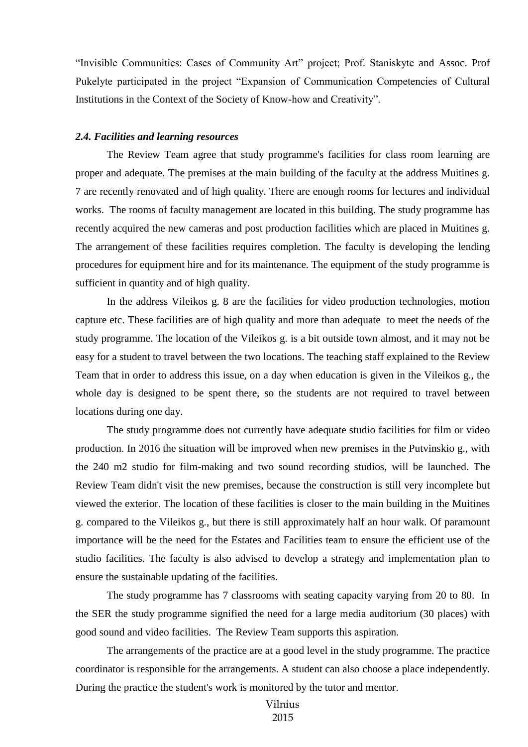"Invisible Communities: Cases of Community Art" project; Prof. Staniskyte and Assoc. Prof Pukelyte participated in the project "Expansion of Communication Competencies of Cultural Institutions in the Context of the Society of Know-how and Creativity".

### *2.4. Facilities and learning resources*

The Review Team agree that study programme's facilities for class room learning are proper and adequate. The premises at the main building of the faculty at the address Muitines g. 7 are recently renovated and of high quality. There are enough rooms for lectures and individual works. The rooms of faculty management are located in this building. The study programme has recently acquired the new cameras and post production facilities which are placed in Muitines g. The arrangement of these facilities requires completion. The faculty is developing the lending procedures for equipment hire and for its maintenance. The equipment of the study programme is sufficient in quantity and of high quality.

In the address Vileikos g. 8 are the facilities for video production technologies, motion capture etc. These facilities are of high quality and more than adequate to meet the needs of the study programme. The location of the Vileikos g. is a bit outside town almost, and it may not be easy for a student to travel between the two locations. The teaching staff explained to the Review Team that in order to address this issue, on a day when education is given in the Vileikos g., the whole day is designed to be spent there, so the students are not required to travel between locations during one day.

The study programme does not currently have adequate studio facilities for film or video production. In 2016 the situation will be improved when new premises in the Putvinskio g., with the 240 m2 studio for film-making and two sound recording studios, will be launched. The Review Team didn't visit the new premises, because the construction is still very incomplete but viewed the exterior. The location of these facilities is closer to the main building in the Muitines g. compared to the Vileikos g., but there is still approximately half an hour walk. Of paramount importance will be the need for the Estates and Facilities team to ensure the efficient use of the studio facilities. The faculty is also advised to develop a strategy and implementation plan to ensure the sustainable updating of the facilities.

The study programme has 7 classrooms with seating capacity varying from 20 to 80. In the SER the study programme signified the need for a large media auditorium (30 places) with good sound and video facilities. The Review Team supports this aspiration.

The arrangements of the practice are at a good level in the study programme. The practice coordinator is responsible for the arrangements. A student can also choose a place independently. During the practice the student's work is monitored by the tutor and mentor.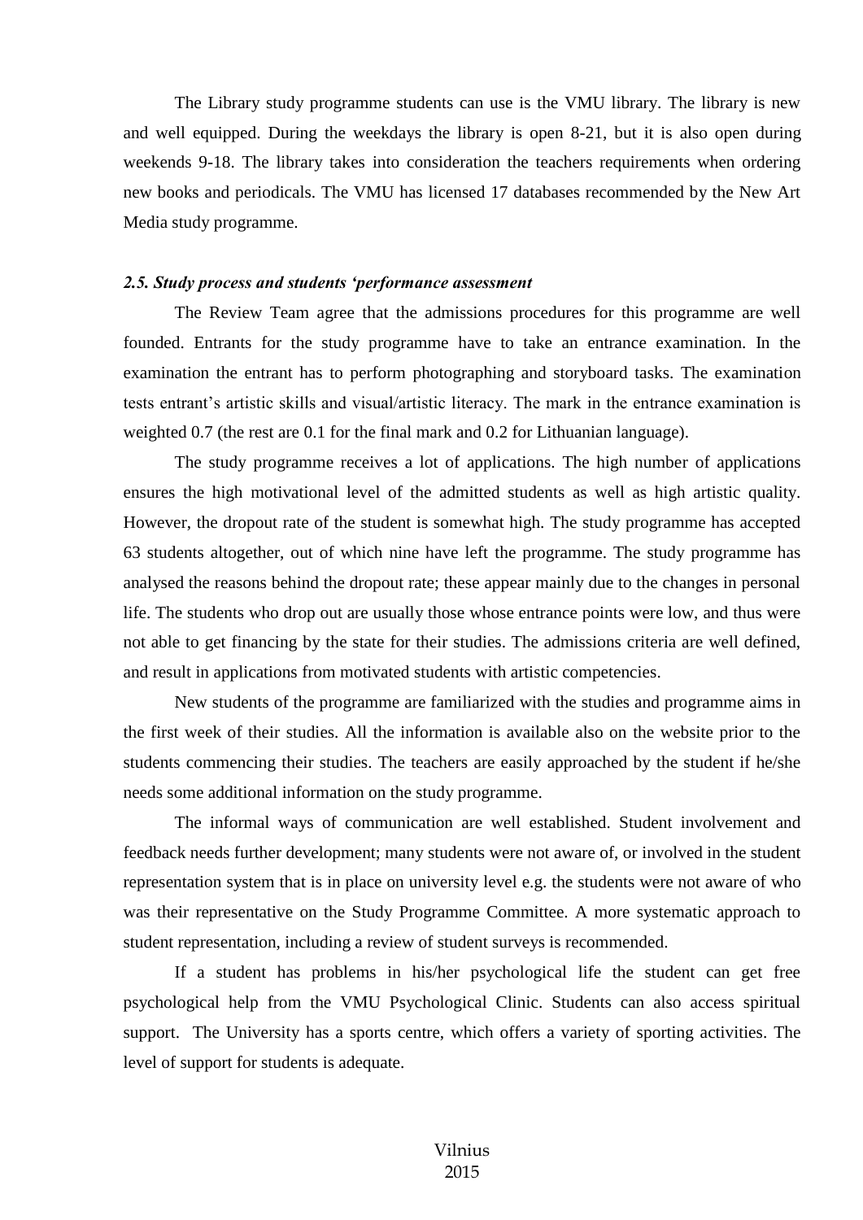The Library study programme students can use is the VMU library. The library is new and well equipped. During the weekdays the library is open 8-21, but it is also open during weekends 9-18. The library takes into consideration the teachers requirements when ordering new books and periodicals. The VMU has licensed 17 databases recommended by the New Art Media study programme.

### *2.5. Study process and students 'performance assessment*

The Review Team agree that the admissions procedures for this programme are well founded. Entrants for the study programme have to take an entrance examination. In the examination the entrant has to perform photographing and storyboard tasks. The examination tests entrant's artistic skills and visual/artistic literacy. The mark in the entrance examination is weighted 0.7 (the rest are 0.1 for the final mark and 0.2 for Lithuanian language).

The study programme receives a lot of applications. The high number of applications ensures the high motivational level of the admitted students as well as high artistic quality. However, the dropout rate of the student is somewhat high. The study programme has accepted 63 students altogether, out of which nine have left the programme. The study programme has analysed the reasons behind the dropout rate; these appear mainly due to the changes in personal life. The students who drop out are usually those whose entrance points were low, and thus were not able to get financing by the state for their studies. The admissions criteria are well defined, and result in applications from motivated students with artistic competencies.

New students of the programme are familiarized with the studies and programme aims in the first week of their studies. All the information is available also on the website prior to the students commencing their studies. The teachers are easily approached by the student if he/she needs some additional information on the study programme.

The informal ways of communication are well established. Student involvement and feedback needs further development; many students were not aware of, or involved in the student representation system that is in place on university level e.g. the students were not aware of who was their representative on the Study Programme Committee. A more systematic approach to student representation, including a review of student surveys is recommended.

If a student has problems in his/her psychological life the student can get free psychological help from the VMU Psychological Clinic. Students can also access spiritual support. The University has a sports centre, which offers a variety of sporting activities. The level of support for students is adequate.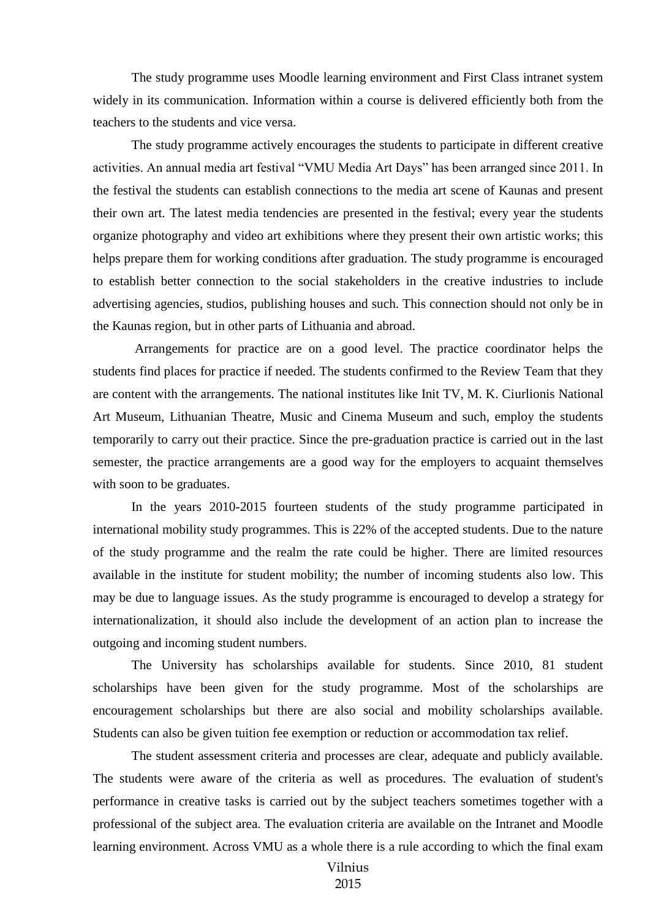The study programme uses Moodle learning environment and First Class intranet system widely in its communication. Information within a course is delivered efficiently both from the teachers to the students and vice versa.

The study programme actively encourages the students to participate in different creative activities. An annual media art festival "VMU Media Art Days" has been arranged since 2011. In the festival the students can establish connections to the media art scene of Kaunas and present their own art. The latest media tendencies are presented in the festival; every year the students organize photography and video art exhibitions where they present their own artistic works; this helps prepare them for working conditions after graduation. The study programme is encouraged to establish better connection to the social stakeholders in the creative industries to include advertising agencies, studios, publishing houses and such. This connection should not only be in the Kaunas region, but in other parts of Lithuania and abroad.

Arrangements for practice are on a good level. The practice coordinator helps the students find places for practice if needed. The students confirmed to the Review Team that they are content with the arrangements. The national institutes like Init TV, M. K. Ciurlionis National Art Museum, Lithuanian Theatre, Music and Cinema Museum and such, employ the students temporarily to carry out their practice. Since the pre-graduation practice is carried out in the last semester, the practice arrangements are a good way for the employers to acquaint themselves with soon to be graduates.

In the years 2010-2015 fourteen students of the study programme participated in international mobility study programmes. This is 22% of the accepted students. Due to the nature of the study programme and the realm the rate could be higher. There are limited resources available in the institute for student mobility; the number of incoming students also low. This may be due to language issues. As the study programme is encouraged to develop a strategy for internationalization, it should also include the development of an action plan to increase the outgoing and incoming student numbers.

The University has scholarships available for students. Since 2010, 81 student scholarships have been given for the study programme. Most of the scholarships are encouragement scholarships but there are also social and mobility scholarships available. Students can also be given tuition fee exemption or reduction or accommodation tax relief.

The student assessment criteria and processes are clear, adequate and publicly available. The students were aware of the criteria as well as procedures. The evaluation of student's performance in creative tasks is carried out by the subject teachers sometimes together with a professional of the subject area. The evaluation criteria are available on the Intranet and Moodle learning environment. Across VMU as a whole there is a rule according to which the final exam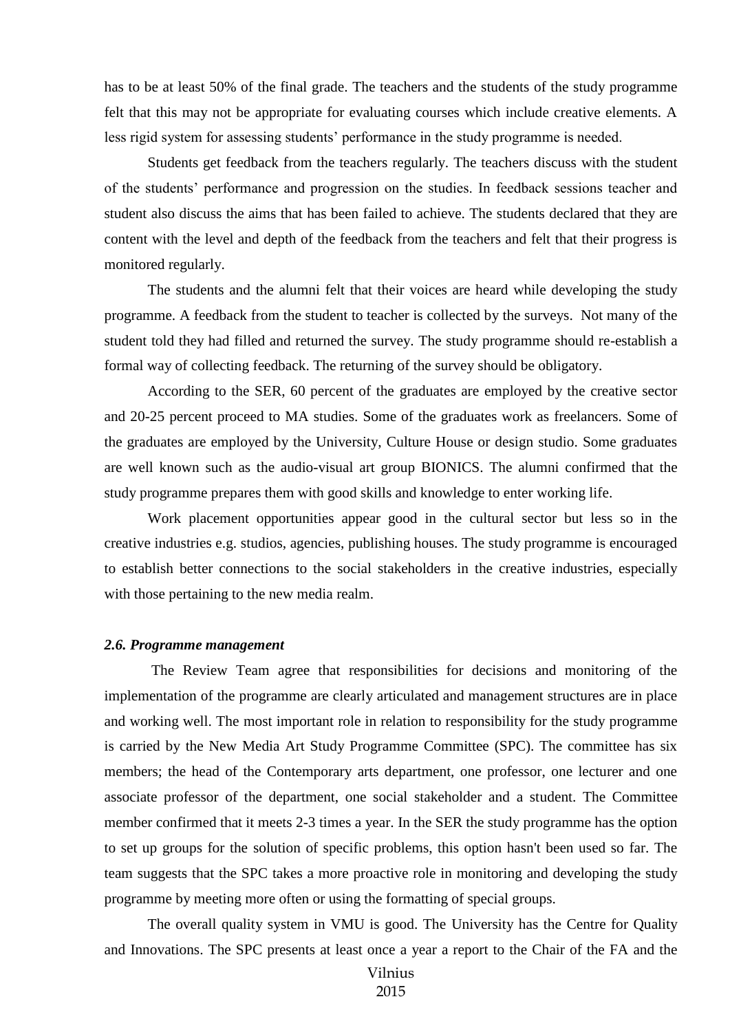has to be at least 50% of the final grade. The teachers and the students of the study programme felt that this may not be appropriate for evaluating courses which include creative elements. A less rigid system for assessing students' performance in the study programme is needed.

Students get feedback from the teachers regularly. The teachers discuss with the student of the students' performance and progression on the studies. In feedback sessions teacher and student also discuss the aims that has been failed to achieve. The students declared that they are content with the level and depth of the feedback from the teachers and felt that their progress is monitored regularly.

The students and the alumni felt that their voices are heard while developing the study programme. A feedback from the student to teacher is collected by the surveys. Not many of the student told they had filled and returned the survey. The study programme should re-establish a formal way of collecting feedback. The returning of the survey should be obligatory.

According to the SER, 60 percent of the graduates are employed by the creative sector and 20-25 percent proceed to MA studies. Some of the graduates work as freelancers. Some of the graduates are employed by the University, Culture House or design studio. Some graduates are well known such as the audio-visual art group BIONICS. The alumni confirmed that the study programme prepares them with good skills and knowledge to enter working life.

Work placement opportunities appear good in the cultural sector but less so in the creative industries e.g. studios, agencies, publishing houses. The study programme is encouraged to establish better connections to the social stakeholders in the creative industries, especially with those pertaining to the new media realm.

### *2.6. Programme management*

The Review Team agree that responsibilities for decisions and monitoring of the implementation of the programme are clearly articulated and management structures are in place and working well. The most important role in relation to responsibility for the study programme is carried by the New Media Art Study Programme Committee (SPC). The committee has six members; the head of the Contemporary arts department, one professor, one lecturer and one associate professor of the department, one social stakeholder and a student. The Committee member confirmed that it meets 2-3 times a year. In the SER the study programme has the option to set up groups for the solution of specific problems, this option hasn't been used so far. The team suggests that the SPC takes a more proactive role in monitoring and developing the study programme by meeting more often or using the formatting of special groups.

The overall quality system in VMU is good. The University has the Centre for Quality and Innovations. The SPC presents at least once a year a report to the Chair of the FA and the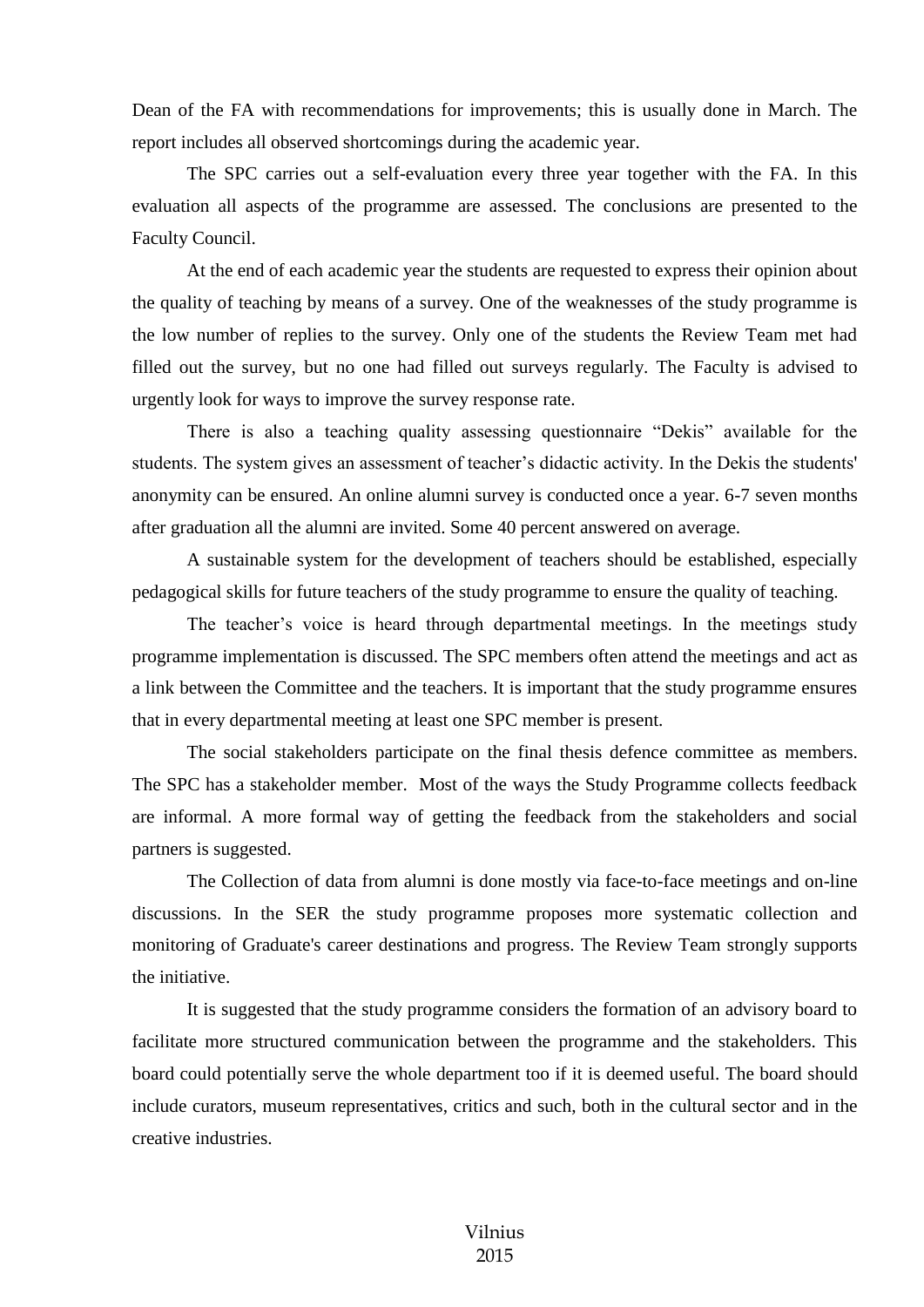Dean of the FA with recommendations for improvements; this is usually done in March. The report includes all observed shortcomings during the academic year.

The SPC carries out a self-evaluation every three year together with the FA. In this evaluation all aspects of the programme are assessed. The conclusions are presented to the Faculty Council.

At the end of each academic year the students are requested to express their opinion about the quality of teaching by means of a survey. One of the weaknesses of the study programme is the low number of replies to the survey. Only one of the students the Review Team met had filled out the survey, but no one had filled out surveys regularly. The Faculty is advised to urgently look for ways to improve the survey response rate.

There is also a teaching quality assessing questionnaire "Dekis" available for the students. The system gives an assessment of teacher's didactic activity. In the Dekis the students' anonymity can be ensured. An online alumni survey is conducted once a year. 6-7 seven months after graduation all the alumni are invited. Some 40 percent answered on average.

A sustainable system for the development of teachers should be established, especially pedagogical skills for future teachers of the study programme to ensure the quality of teaching.

The teacher's voice is heard through departmental meetings. In the meetings study programme implementation is discussed. The SPC members often attend the meetings and act as a link between the Committee and the teachers. It is important that the study programme ensures that in every departmental meeting at least one SPC member is present.

The social stakeholders participate on the final thesis defence committee as members. The SPC has a stakeholder member. Most of the ways the Study Programme collects feedback are informal. A more formal way of getting the feedback from the stakeholders and social partners is suggested.

The Collection of data from alumni is done mostly via face-to-face meetings and on-line discussions. In the SER the study programme proposes more systematic collection and monitoring of Graduate's career destinations and progress. The Review Team strongly supports the initiative.

It is suggested that the study programme considers the formation of an advisory board to facilitate more structured communication between the programme and the stakeholders. This board could potentially serve the whole department too if it is deemed useful. The board should include curators, museum representatives, critics and such, both in the cultural sector and in the creative industries.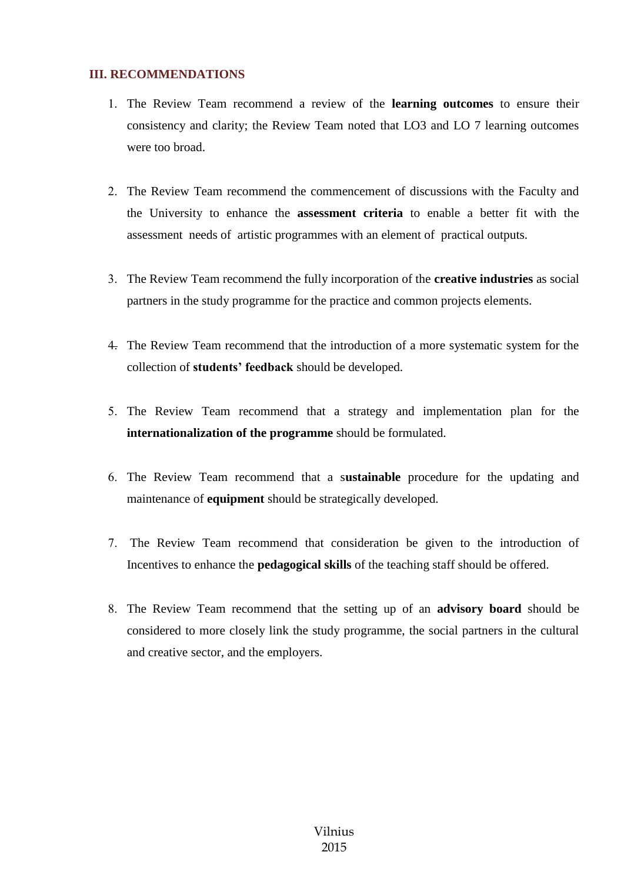## III. RECOMMENDATIONS

1. The Review Team recommend a review of the **learning outcomes** to ensure their consistency and clarity; the Review Team noted that LO3 and LO 7 learning outcomes were too broad.

2. The Review Team recommend the commencement of discussions with the Faculty and the University to enhance the **assessment criteria** to enable a better fit with the assessment needs of artistic programmes with an element of practical outputs.

3. The Review Team recommend the fully incorporation of the **creative industries** as social partners in the study programme for the practice and common projects elements.

4. The Review Team recommend that the introduction of a more systematic system for the collection of **students' feedback** should be developed.

5. The Review Team recommend that a strategy and implementation plan for the **internationalization of the programme** should be formulated.

6. The Review Team recommend that a s**ustainable** procedure for the updating and maintenance of **equipment** should be strategically developed.

7. The Review Team recommend that consideration be given to the introduction of Incentives to enhance the **pedagogical skills** of the teaching staff should be offered.

8. The Review Team recommend that the setting up of an **advisory board** should be considered to more closely link the study programme, the social partners in the cultural and creative sector, and the employers.

Vilnius
2015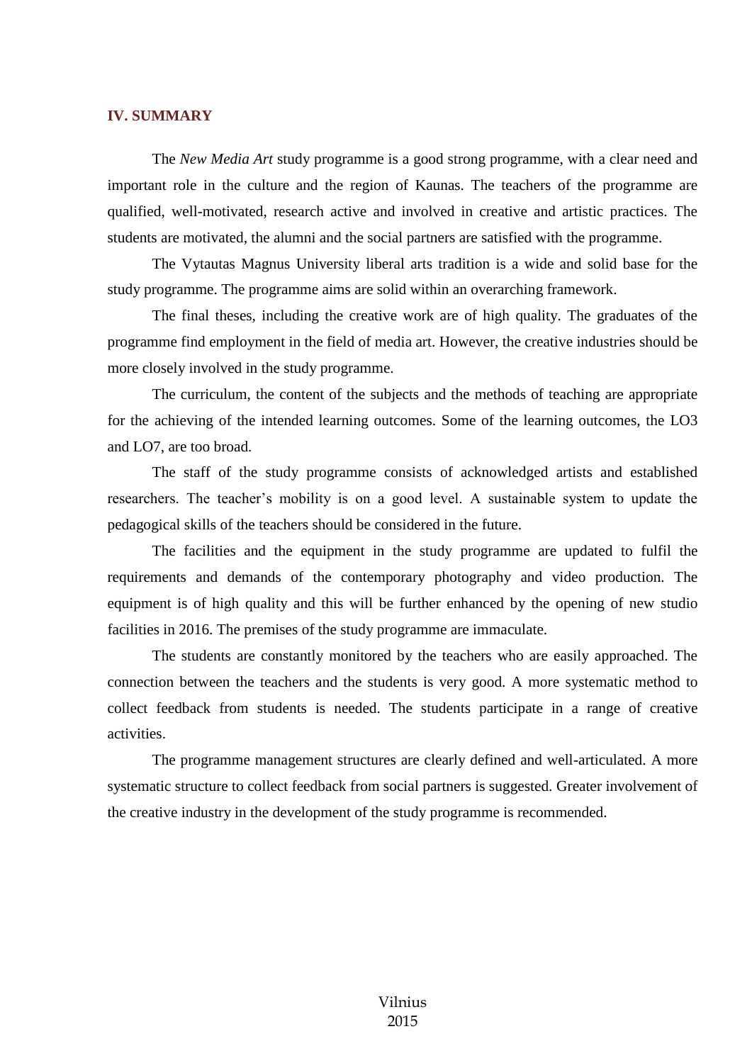## IV. SUMMARY

The *New Media Art* study programme is a good strong programme, with a clear need and important role in the culture and the region of Kaunas. The teachers of the programme are qualified, well-motivated, research active and involved in creative and artistic practices. The students are motivated, the alumni and the social partners are satisfied with the programme.

The Vytautas Magnus University liberal arts tradition is a wide and solid base for the study programme. The programme aims are solid within an overarching framework.

The final theses, including the creative work are of high quality. The graduates of the programme find employment in the field of media art. However, the creative industries should be more closely involved in the study programme.

The curriculum, the content of the subjects and the methods of teaching are appropriate for the achieving of the intended learning outcomes. Some of the learning outcomes, the LO3 and LO7, are too broad.

The staff of the study programme consists of acknowledged artists and established researchers. The teacher's mobility is on a good level. A sustainable system to update the pedagogical skills of the teachers should be considered in the future.

The facilities and the equipment in the study programme are updated to fulfil the requirements and demands of the contemporary photography and video production. The equipment is of high quality and this will be further enhanced by the opening of new studio facilities in 2016. The premises of the study programme are immaculate.

The students are constantly monitored by the teachers who are easily approached. The connection between the teachers and the students is very good. A more systematic method to collect feedback from students is needed. The students participate in a range of creative activities.

The programme management structures are clearly defined and well-articulated. A more systematic structure to collect feedback from social partners is suggested. Greater involvement of the creative industry in the development of the study programme is recommended.

Vilnius
2015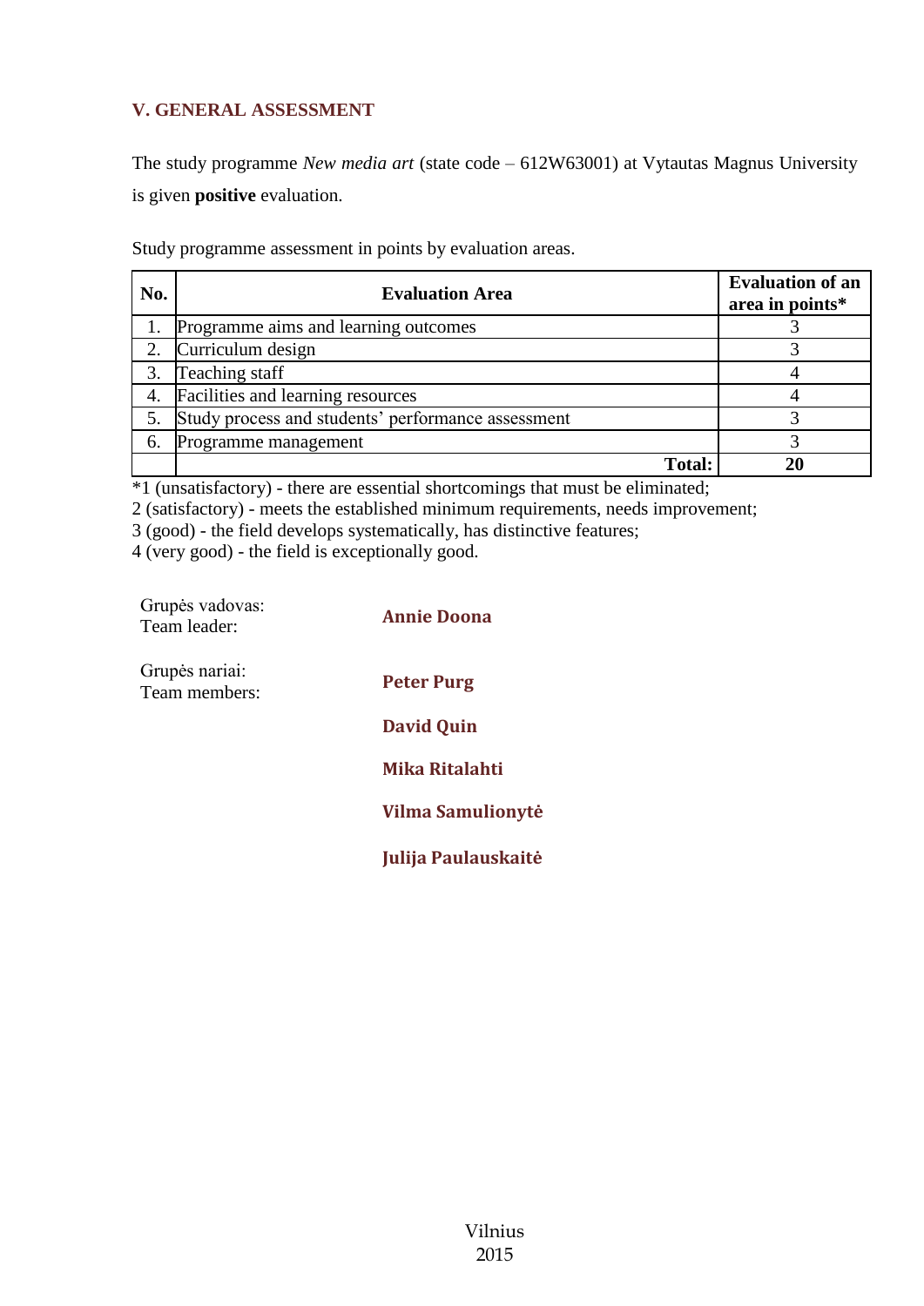## V. GENERAL ASSESSMENT

The study programme *New media art* (state code – 612W63001) at Vytautas Magnus University is given **positive** evaluation.

Study programme assessment in points by evaluation areas.

| No. | Evaluation Area | Evaluation of an area in points* |
|---|---|---|
| 1. | Programme aims and learning outcomes | 3 |
| 2. | Curriculum design | 3 |
| 3. | Teaching staff | 4 |
| 4. | Facilities and learning resources | 4 |
| 5. | Study process and students' performance assessment | 3 |
| 6. | Programme management | 3 |
| | **Total:** | **20** |

*1 (unsatisfactory) - there are essential shortcomings that must be eliminated;
2 (satisfactory) - meets the established minimum requirements, needs improvement;
3 (good) - the field develops systematically, has distinctive features;
4 (very good) - the field is exceptionally good.

| | |
|---|---|
| Grupės vadovas:<br>Team leader: | **Annie Doona** |
| Grupės nariai:<br>Team members: | **Peter Purg** |
| | **David Quin** |
| | **Mika Ritalahti** |
| | **Vilma Samulionytė** |
| | **Julija Paulauskaitė** |

Vilnius
2015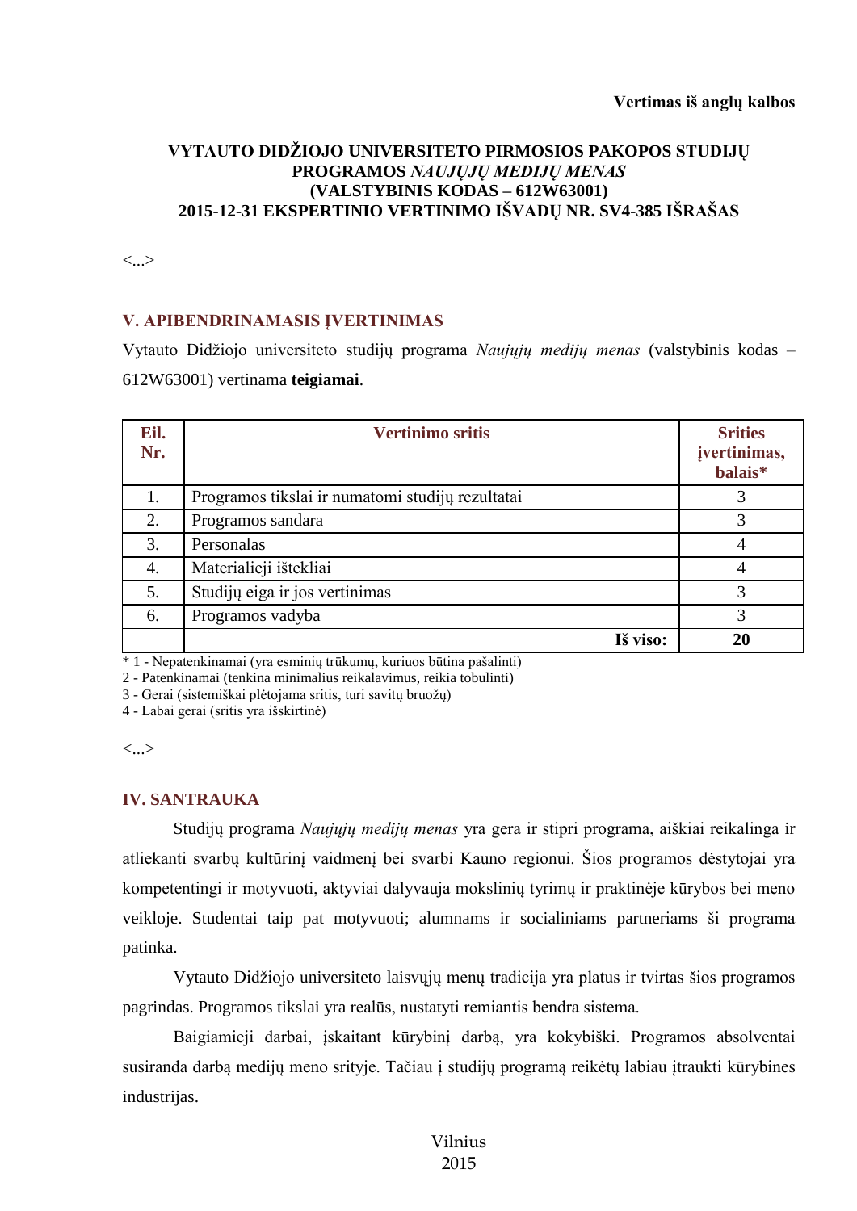**Vertimas iš anglų kalbos**

**VYTAUTO DIDŽIOJO UNIVERSITETO PIRMOSIOS PAKOPOS STUDIJŲ PROGRAMOS *NAUJŲJŲ MEDIJŲ MENAS* (VALSTYBINIS KODAS – 612W63001) 2015-12-31 EKSPERTINIO VERTINIMO IŠVADŲ NR. SV4-385 IŠRAŠAS**

<...>

## V. APIBENDRINAMASIS ĮVERTINIMAS

Vytauto Didžiojo universiteto studijų programa *Naujųjų medijų menas* (valstybinis kodas – 612W63001) vertinama **teigiamai**.

| Eil. Nr. | Vertinimo sritis | Srities įvertinimas, balais* |
|---|---|---|
| 1. | Programos tikslai ir numatomi studijų rezultatai | 3 |
| 2. | Programos sandara | 3 |
| 3. | Personalas | 4 |
| 4. | Materialieji ištekliai | 4 |
| 5. | Studijų eiga ir jos vertinimas | 3 |
| 6. | Programos vadyba | 3 |
| | **Iš viso:** | **20** |

* 1 - Nepatenkinamai (yra esminių trūkumų, kuriuos būtina pašalinti)
2 - Patenkinamai (tenkina minimalius reikalavimus, reikia tobulinti)
3 - Gerai (sistemiškai plėtojama sritis, turi savitų bruožų)
4 - Labai gerai (sritis yra išskirtinė)

<...>

## IV. SANTRAUKA

Studijų programa *Naujųjų medijų menas* yra gera ir stipri programa, aiškiai reikalinga ir atliekanti svarbų kultūrinį vaidmenį bei svarbi Kauno regionui. Šios programos dėstytojai yra kompetentingi ir motyvuoti, aktyviai dalyvauja mokslinių tyrimų ir praktinėje kūrybos bei meno veikloje. Studentai taip pat motyvuoti; alumnams ir socialiniams partneriams ši programa patinka.

Vytauto Didžiojo universiteto laisvųjų menų tradicija yra platus ir tvirtas šios programos pagrindas. Programos tikslai yra realūs, nustatyti remiantis bendra sistema.

Baigiamieji darbai, įskaitant kūrybinį darbą, yra kokybiški. Programos absolventai susiranda darbą medijų meno srityje. Tačiau į studijų programą reikėtų labiau įtraukti kūrybines industrijas.

Vilnius
2015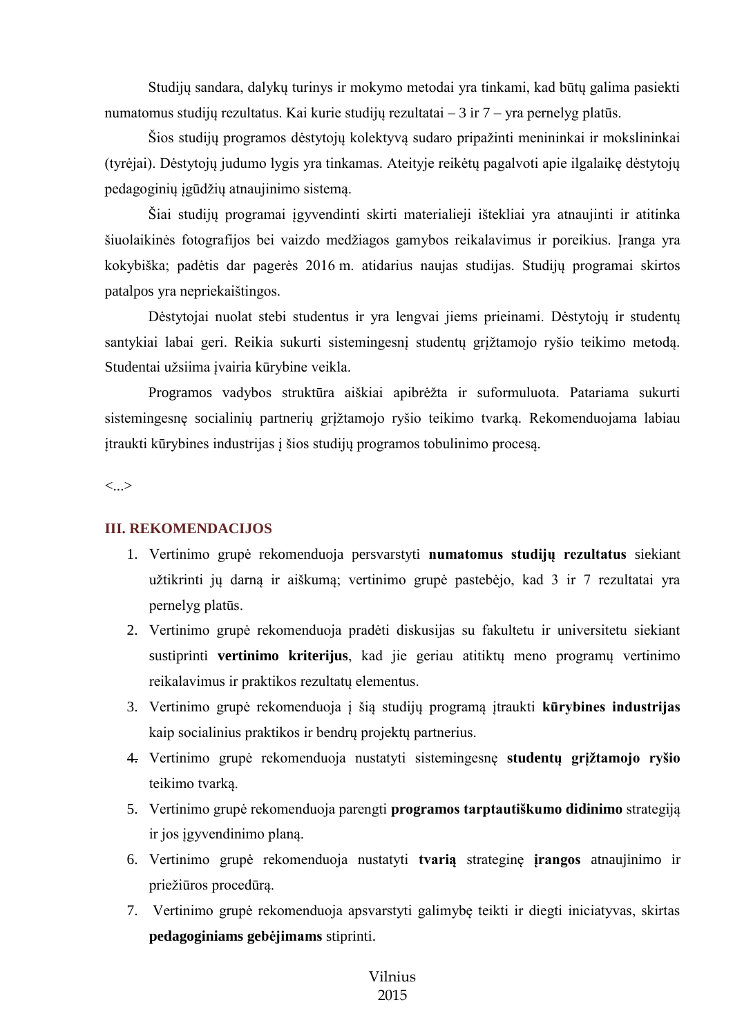Studijų sandara, dalykų turinys ir mokymo metodai yra tinkami, kad būtų galima pasiekti numatomus studijų rezultatus. Kai kurie studijų rezultatai – 3 ir 7 – yra pernelyg platūs.

Šios studijų programos dėstytojų kolektyvą sudaro pripažinti menininkai ir mokslininkai (tyrėjai). Dėstytojų judumo lygis yra tinkamas. Ateityje reikėtų pagalvoti apie ilgalaikę dėstytojų pedagoginių įgūdžių atnaujinimo sistemą.

Šiai studijų programai įgyvendinti skirti materialieji ištekliai yra atnaujinti ir atitinka šiuolaikinės fotografijos bei vaizdo medžiagos gamybos reikalavimus ir poreikius. Įranga yra kokybiška; padėtis dar pagerės 2016 m. atidarius naujas studijas. Studijų programai skirtos patalpos yra nepriekaištingos.

Dėstytojai nuolat stebi studentus ir yra lengvai jiems prieinami. Dėstytojų ir studentų santykiai labai geri. Reikia sukurti sistemingesnį studentų grįžtamojo ryšio teikimo metodą. Studentai užsiima įvairia kūrybine veikla.

Programos vadybos struktūra aiškiai apibrėžta ir suformuluota. Patariama sukurti sistemingesnę socialinių partnerių grįžtamojo ryšio teikimo tvarką. Rekomenduojama labiau įtraukti kūrybines industrijas į šios studijų programos tobulinimo procesą.

<...>

## III. REKOMENDACIJOS

1. Vertinimo grupė rekomenduoja persvarstyti **numatomus studijų rezultatus** siekiant užtikrinti jų darną ir aiškumą; vertinimo grupė pastebėjo, kad 3 ir 7 rezultatai yra pernelyg platūs.
2. Vertinimo grupė rekomenduoja pradėti diskusijas su fakultetu ir universitetu siekiant sustiprinti **vertinimo kriterijus**, kad jie geriau atitiktų meno programų vertinimo reikalavimus ir praktikos rezultatų elementus.
3. Vertinimo grupė rekomenduoja į šią studijų programą įtraukti **kūrybines industrijas** kaip socialinius praktikos ir bendrų projektų partnerius.
4. Vertinimo grupė rekomenduoja nustatyti sistemingesnę **studentų grįžtamojo ryšio** teikimo tvarką.
5. Vertinimo grupė rekomenduoja parengti **programos tarptautiškumo didinimo** strategiją ir jos įgyvendinimo planą.
6. Vertinimo grupė rekomenduoja nustatyti **tvarią** strateginę **įrangos** atnaujinimo ir priežiūros procedūrą.
7. Vertinimo grupė rekomenduoja apsvarstyti galimybę teikti ir diegti iniciatyvas, skirtas **pedagoginiams gebėjimams** stiprinti.

Vilnius
2015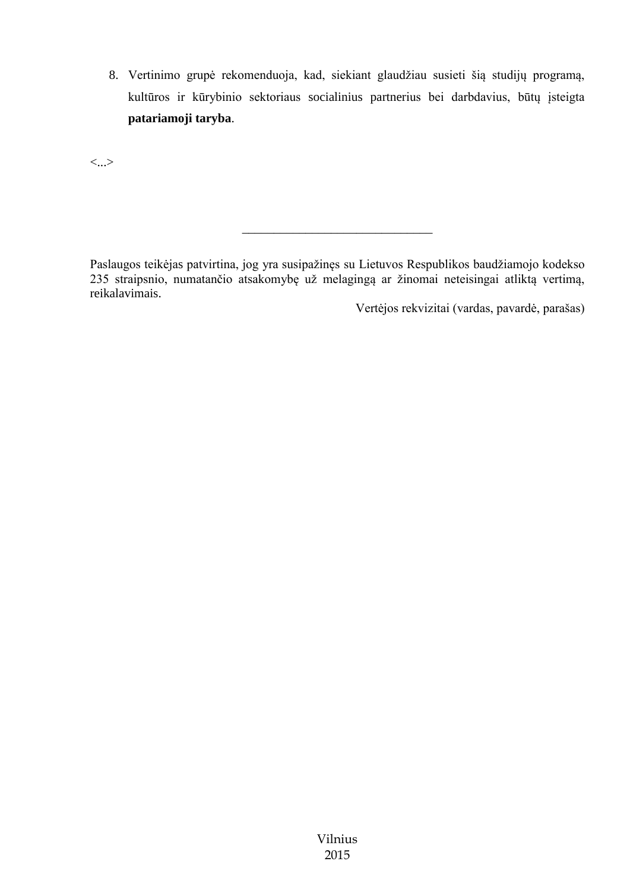8. Vertinimo grupė rekomenduoja, kad, siekiant glaudžiau susieti šią studijų programą, kultūros ir kūrybinio sektoriaus socialinius partnerius bei darbdavius, būtų įsteigta **patariamoji taryba**.

<...>

______________________________

Paslaugos teikėjas patvirtina, jog yra susipažinęs su Lietuvos Respublikos baudžiamojo kodekso 235 straipsnio, numatančio atsakomybę už melagingą ar žinomai neteisingai atliktą vertimą, reikalavimais.

Vertėjos rekvizitai (vardas, pavardė, parašas)

Vilnius
2015